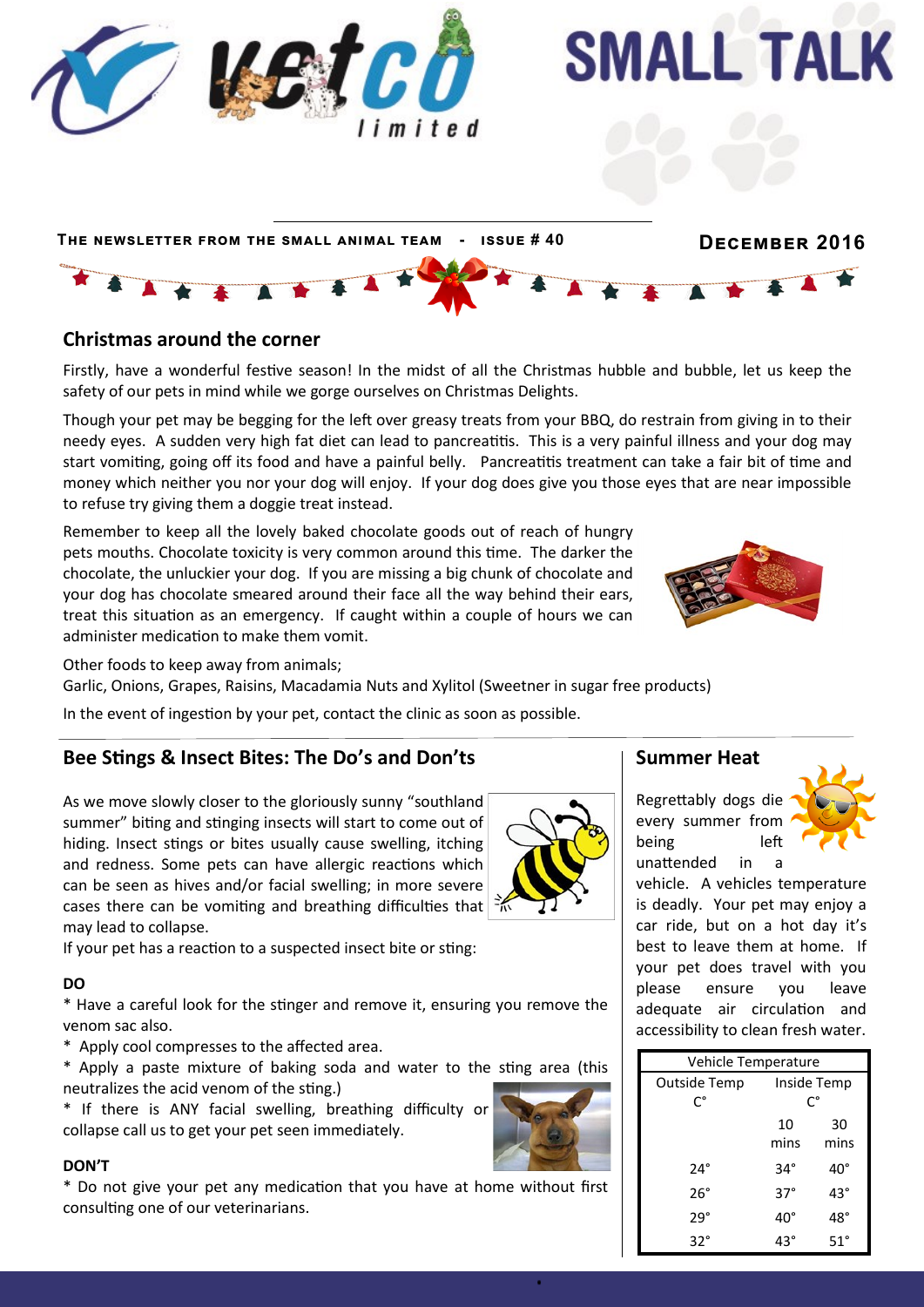# SMALL TALK

**The newsletter from the small animal team - Issue # 40**

**December 2016**

## Christmas around the corner

Firstly, have a wonderful festive season! In the midst of all the Christmas hubble and bubble, let us keep the safety of our pets in mind while we gorge ourselves on Christmas Delights.

Though your pet may be begging for the left over greasy treats from your BBQ, do restrain from giving in to their needy eyes. A sudden very high fat diet can lead to pancreatitis. This is a very painful illness and your dog may start vomiting, going off its food and have a painful belly. Pancreatitis treatment can take a fair bit of time and money which neither you nor your dog will enjoy. If your dog does give you those eyes that are near impossible to refuse try giving them a doggie treat instead.

Remember to keep all the lovely baked chocolate goods out of reach of hungry pets mouths. Chocolate toxicity is very common around this time. The darker the chocolate, the unluckier your dog. If you are missing a big chunk of chocolate and your dog has chocolate smeared around their face all the way behind their ears, treat this situation as an emergency. If caught within a couple of hours we can administer medication to make them vomit.

Other foods to keep away from animals;
Garlic, Onions, Grapes, Raisins, Macadamia Nuts and Xylitol (Sweetner in sugar free products)

In the event of ingestion by your pet, contact the clinic as soon as possible.

## Bee Stings & Insect Bites: The Do's and Don'ts

As we move slowly closer to the gloriously sunny "southland summer" biting and stinging insects will start to come out of hiding. Insect stings or bites usually cause swelling, itching and redness. Some pets can have allergic reactions which can be seen as hives and/or facial swelling; in more severe cases there can be vomiting and breathing difficulties that may lead to collapse.
If your pet has a reaction to a suspected insect bite or sting:

**DO**
* Have a careful look for the stinger and remove it, ensuring you remove the venom sac also.
* Apply cool compresses to the affected area.
* Apply a paste mixture of baking soda and water to the sting area (this neutralizes the acid venom of the sting.)
* If there is ANY facial swelling, breathing difficulty or collapse call us to get your pet seen immediately.

**DON'T**
* Do not give your pet any medication that you have at home without first consulting one of our veterinarians.

## Summer Heat

Regrettably dogs die every summer from being left unattended in a vehicle. A vehicles temperature is deadly. Your pet may enjoy a car ride, but on a hot day it's best to leave them at home. If your pet does travel with you please ensure you leave adequate air circulation and accessibility to clean fresh water.

| Vehicle Temperature | | |
|---|---|---|
| Outside Temp C° | Inside Temp C° | |
| | 10 mins | 30 mins |
| 24° | 34° | 40° |
| 26° | 37° | 43° |
| 29° | 40° | 48° |
| 32° | 43° | 51° |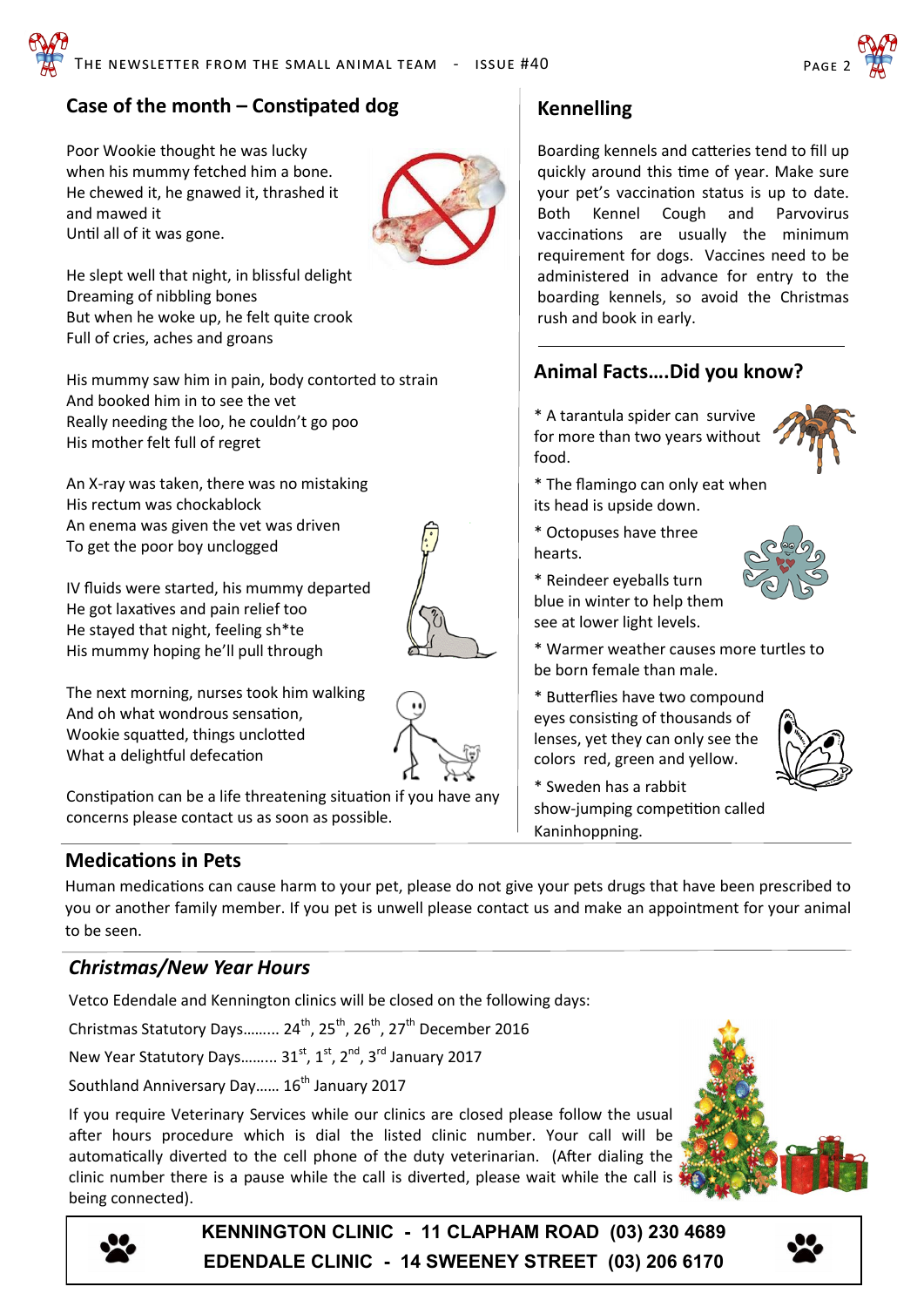## Case of the month – Constipated dog

Poor Wookie thought he was lucky
when his mummy fetched him a bone.
He chewed it, he gnawed it, thrashed it
and mawed it
Until all of it was gone.

He slept well that night, in blissful delight
Dreaming of nibbling bones
But when he woke up, he felt quite crook
Full of cries, aches and groans

His mummy saw him in pain, body contorted to strain
And booked him in to see the vet
Really needing the loo, he couldn't go poo
His mother felt full of regret

An X-ray was taken, there was no mistaking
His rectum was chockablock
An enema was given the vet was driven
To get the poor boy unclogged

IV fluids were started, his mummy departed
He got laxatives and pain relief too
He stayed that night, feeling sh*te
His mummy hoping he'll pull through

The next morning, nurses took him walking
And oh what wondrous sensation,
Wookie squatted, things unclotted
What a delightful defecation

Constipation can be a life threatening situation if you have any concerns please contact us as soon as possible.

## Kennelling

Boarding kennels and catteries tend to fill up quickly around this time of year. Make sure your pet's vaccination status is up to date. Both Kennel Cough and Parvovirus vaccinations are usually the minimum requirement for dogs. Vaccines need to be administered in advance for entry to the boarding kennels, so avoid the Christmas rush and book in early.

## Animal Facts....Did you know?

* A tarantula spider can survive for more than two years without food.

* The flamingo can only eat when its head is upside down.

* Octopuses have three hearts.

* Reindeer eyeballs turn blue in winter to help them see at lower light levels.

* Warmer weather causes more turtles to be born female than male.

* Butterflies have two compound eyes consisting of thousands of lenses, yet they can only see the colors red, green and yellow.

* Sweden has a rabbit show-jumping competition called Kaninhoppning.

## Medications in Pets

Human medications can cause harm to your pet, please do not give your pets drugs that have been prescribed to you or another family member. If you pet is unwell please contact us and make an appointment for your animal to be seen.

## *Christmas/New Year Hours*

Vetco Edendale and Kennington clinics will be closed on the following days:

Christmas Statutory Days……… 24th, 25th, 26th, 27th December 2016

New Year Statutory Days……… 31st, 1st, 2nd, 3rd January 2017

Southland Anniversary Day…… 16th January 2017

If you require Veterinary Services while our clinics are closed please follow the usual after hours procedure which is dial the listed clinic number. Your call will be automatically diverted to the cell phone of the duty veterinarian. (After dialing the clinic number there is a pause while the call is diverted, please wait while the call is being connected).

**KENNINGTON CLINIC - 11 CLAPHAM ROAD (03) 230 4689**

**EDENDALE CLINIC - 14 SWEENEY STREET (03) 206 6170**